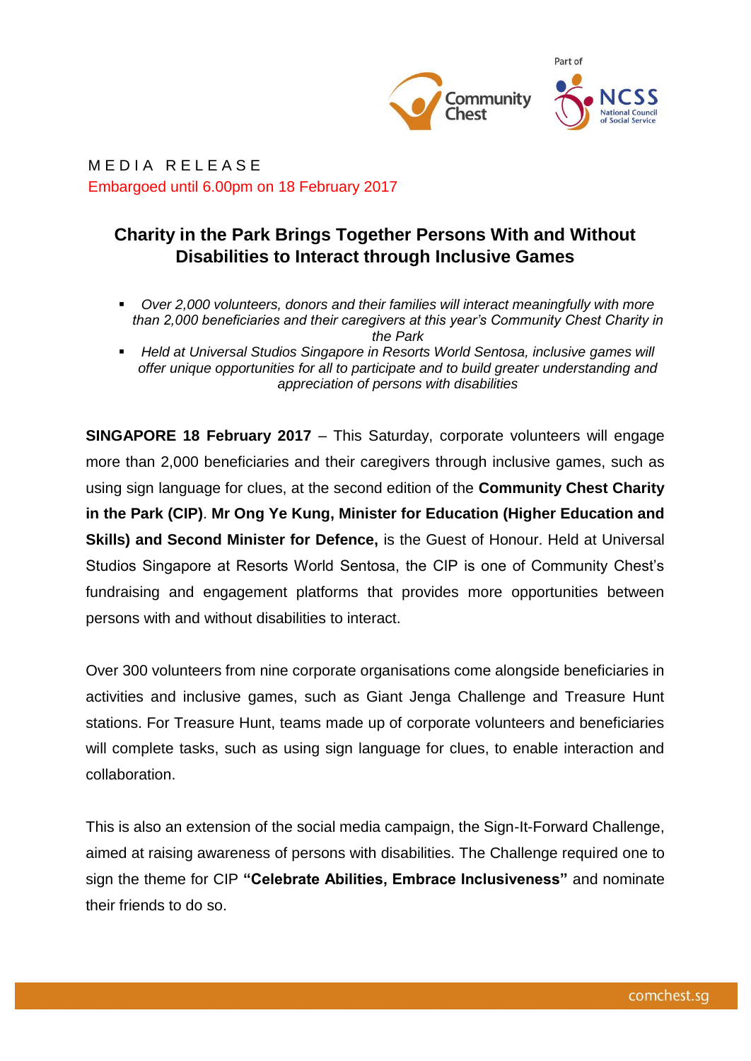MEDIA RELEASE

Embargoed until 6.00pm on 18 February 2017

# Charity in the Park Brings Together Persons With and Without Disabilities to Interact through Inclusive Games

- *Over 2,000 volunteers, donors and their families will interact meaningfully with more than 2,000 beneficiaries and their caregivers at this year's Community Chest Charity in the Park*
- *Held at Universal Studios Singapore in Resorts World Sentosa, inclusive games will offer unique opportunities for all to participate and to build greater understanding and appreciation of persons with disabilities*

**SINGAPORE 18 February 2017** – This Saturday, corporate volunteers will engage more than 2,000 beneficiaries and their caregivers through inclusive games, such as using sign language for clues, at the second edition of the **Community Chest Charity in the Park (CIP)**. **Mr Ong Ye Kung, Minister for Education (Higher Education and Skills) and Second Minister for Defence,** is the Guest of Honour. Held at Universal Studios Singapore at Resorts World Sentosa, the CIP is one of Community Chest's fundraising and engagement platforms that provides more opportunities between persons with and without disabilities to interact.

Over 300 volunteers from nine corporate organisations come alongside beneficiaries in activities and inclusive games, such as Giant Jenga Challenge and Treasure Hunt stations. For Treasure Hunt, teams made up of corporate volunteers and beneficiaries will complete tasks, such as using sign language for clues, to enable interaction and collaboration.

This is also an extension of the social media campaign, the Sign-It-Forward Challenge, aimed at raising awareness of persons with disabilities. The Challenge required one to sign the theme for CIP **"Celebrate Abilities, Embrace Inclusiveness"** and nominate their friends to do so.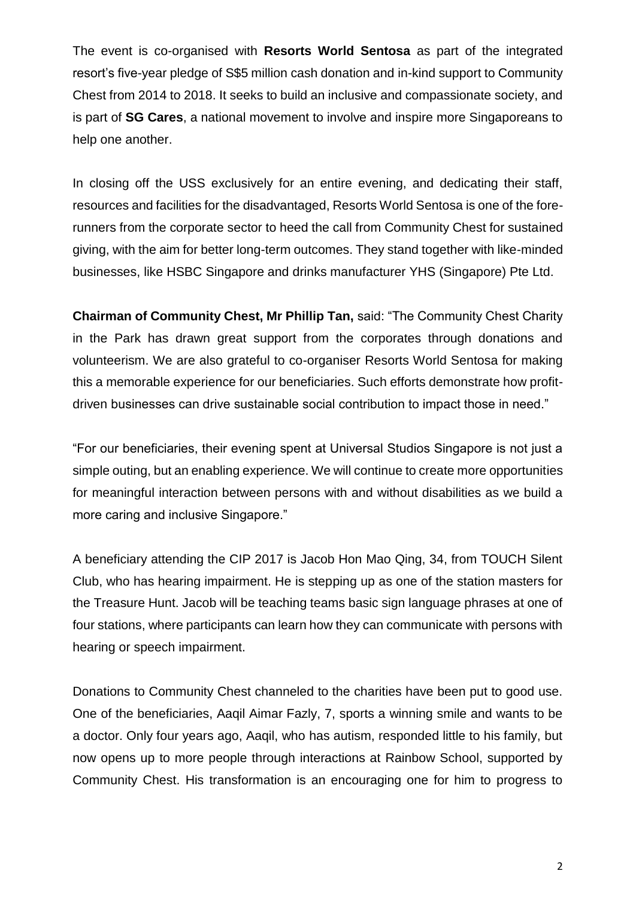The event is co-organised with **Resorts World Sentosa** as part of the integrated resort's five-year pledge of S$5 million cash donation and in-kind support to Community Chest from 2014 to 2018. It seeks to build an inclusive and compassionate society, and is part of **SG Cares**, a national movement to involve and inspire more Singaporeans to help one another.

In closing off the USS exclusively for an entire evening, and dedicating their staff, resources and facilities for the disadvantaged, Resorts World Sentosa is one of the fore-runners from the corporate sector to heed the call from Community Chest for sustained giving, with the aim for better long-term outcomes. They stand together with like-minded businesses, like HSBC Singapore and drinks manufacturer YHS (Singapore) Pte Ltd.

**Chairman of Community Chest, Mr Phillip Tan,** said: "The Community Chest Charity in the Park has drawn great support from the corporates through donations and volunteerism. We are also grateful to co-organiser Resorts World Sentosa for making this a memorable experience for our beneficiaries. Such efforts demonstrate how profit-driven businesses can drive sustainable social contribution to impact those in need."

"For our beneficiaries, their evening spent at Universal Studios Singapore is not just a simple outing, but an enabling experience. We will continue to create more opportunities for meaningful interaction between persons with and without disabilities as we build a more caring and inclusive Singapore."

A beneficiary attending the CIP 2017 is Jacob Hon Mao Qing, 34, from TOUCH Silent Club, who has hearing impairment. He is stepping up as one of the station masters for the Treasure Hunt. Jacob will be teaching teams basic sign language phrases at one of four stations, where participants can learn how they can communicate with persons with hearing or speech impairment.

Donations to Community Chest channeled to the charities have been put to good use. One of the beneficiaries, Aaqil Aimar Fazly, 7, sports a winning smile and wants to be a doctor. Only four years ago, Aaqil, who has autism, responded little to his family, but now opens up to more people through interactions at Rainbow School, supported by Community Chest. His transformation is an encouraging one for him to progress to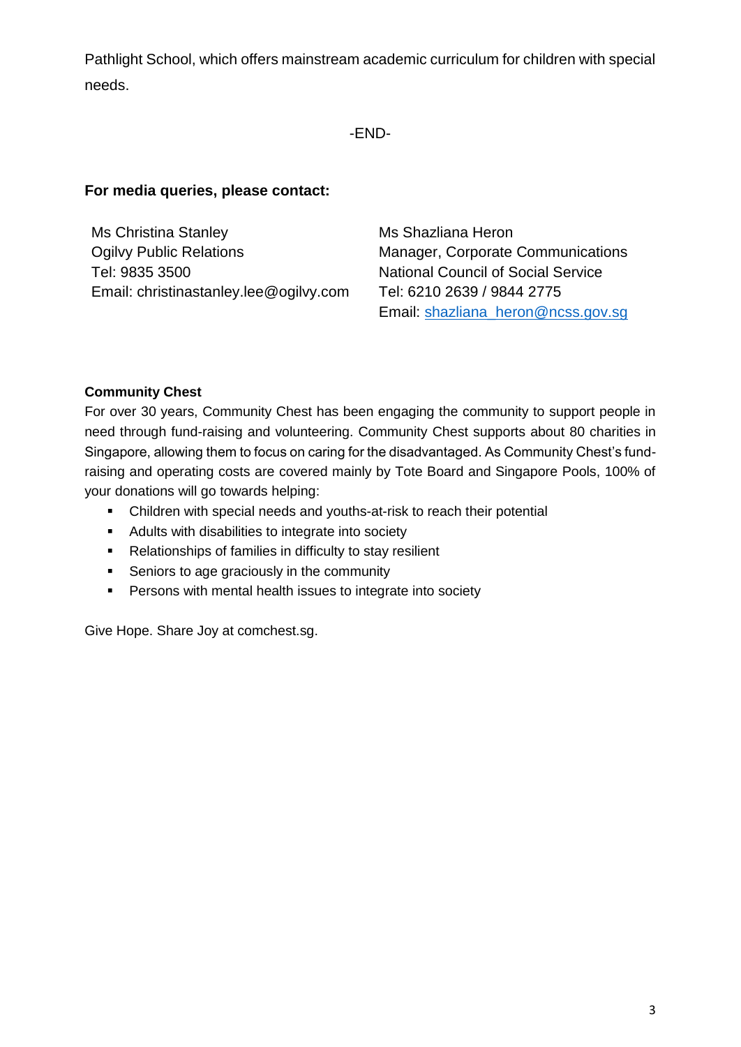Pathlight School, which offers mainstream academic curriculum for children with special needs.

-END-

**For media queries, please contact:**

Ms Christina Stanley
Ogilvy Public Relations
Tel: 9835 3500
Email: christinastanley.lee@ogilvy.com

Ms Shazliana Heron
Manager, Corporate Communications
National Council of Social Service
Tel: 6210 2639 / 9844 2775
Email: shazliana_heron@ncss.gov.sg

**Community Chest**

For over 30 years, Community Chest has been engaging the community to support people in need through fund-raising and volunteering. Community Chest supports about 80 charities in Singapore, allowing them to focus on caring for the disadvantaged. As Community Chest's fund-raising and operating costs are covered mainly by Tote Board and Singapore Pools, 100% of your donations will go towards helping:

- Children with special needs and youths-at-risk to reach their potential
- Adults with disabilities to integrate into society
- Relationships of families in difficulty to stay resilient
- Seniors to age graciously in the community
- Persons with mental health issues to integrate into society

Give Hope. Share Joy at comchest.sg.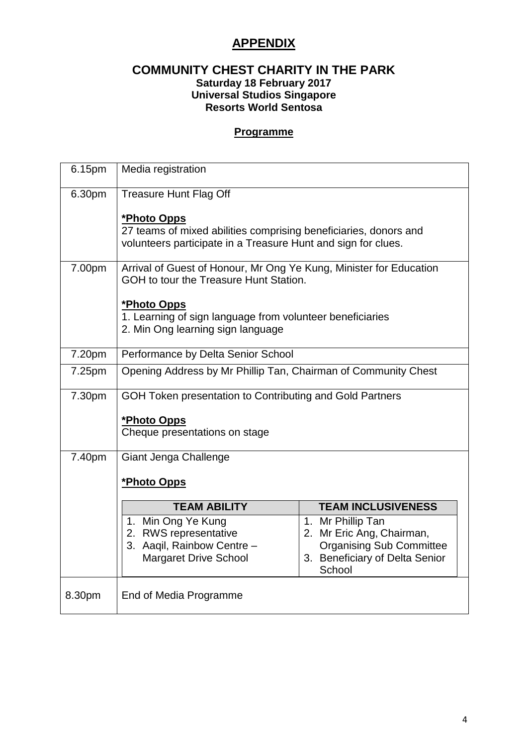# APPENDIX

## COMMUNITY CHEST CHARITY IN THE PARK

**Saturday 18 February 2017**
**Universal Studios Singapore**
**Resorts World Sentosa**

**Programme**

| | |
|---|---|
| 6.15pm | Media registration |
| 6.30pm | Treasure Hunt Flag Off<br><br>**\*Photo Opps**<br>27 teams of mixed abilities comprising beneficiaries, donors and volunteers participate in a Treasure Hunt and sign for clues. |
| 7.00pm | Arrival of Guest of Honour, Mr Ong Ye Kung, Minister for Education<br>GOH to tour the Treasure Hunt Station.<br><br>**\*Photo Opps**<br>1. Learning of sign language from volunteer beneficiaries<br>2. Min Ong learning sign language |
| 7.20pm | Performance by Delta Senior School |
| 7.25pm | Opening Address by Mr Phillip Tan, Chairman of Community Chest |
| 7.30pm | GOH Token presentation to Contributing and Gold Partners<br><br>**\*Photo Opps**<br>Cheque presentations on stage |
| 7.40pm | Giant Jenga Challenge<br><br>**\*Photo Opps**<br><br>**TEAM ABILITY**<br>1. Min Ong Ye Kung<br>2. RWS representative<br>3. Aaqil, Rainbow Centre – Margaret Drive School<br><br>**TEAM INCLUSIVENESS**<br>1. Mr Phillip Tan<br>2. Mr Eric Ang, Chairman, Organising Sub Committee<br>3. Beneficiary of Delta Senior School |
| 8.30pm | End of Media Programme |